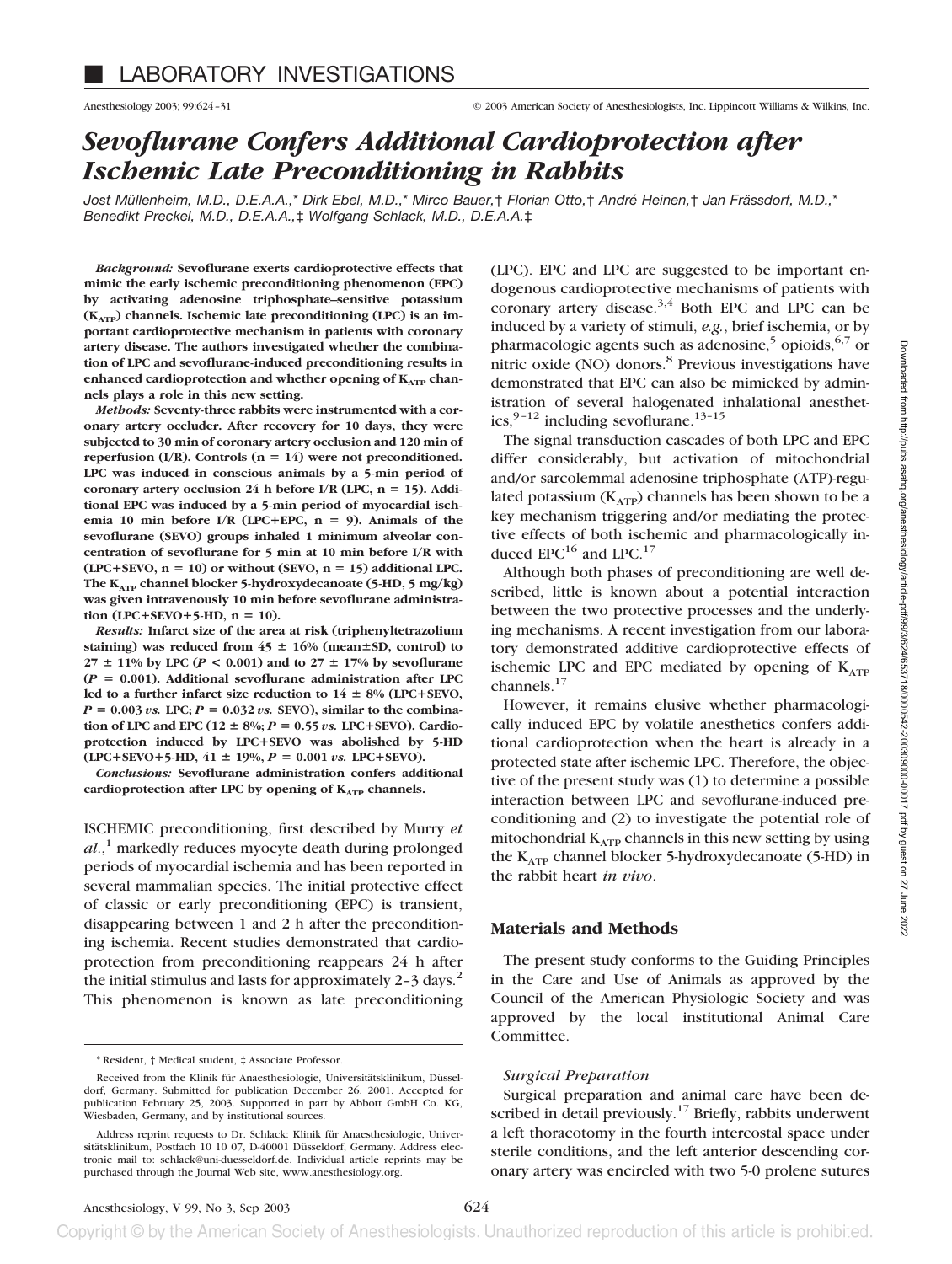# LABORATORY INVESTIGATIONS

# Sevoflurane Confers Additional Cardioprotection after Ischemic Late Preconditioning in Rabbits

*Jost Müllenheim, M.D., D.E.A.A.,\* Dirk Ebel, M.D.,\* Mirco Bauer,† Florian Otto,† André Heinen,† Jan Frässdorf, M.D.,\* Benedikt Preckel, M.D., D.E.A.A.,‡ Wolfgang Schlack, M.D., D.E.A.A.‡*

***Background:*** **Sevoflurane exerts cardioprotective effects that mimic the early ischemic preconditioning phenomenon (EPC) by activating adenosine triphosphate–sensitive potassium ($K_{ATP}$) channels. Ischemic late preconditioning (LPC) is an important cardioprotective mechanism in patients with coronary artery disease. The authors investigated whether the combination of LPC and sevoflurane-induced preconditioning results in enhanced cardioprotection and whether opening of $K_{ATP}$ channels plays a role in this new setting.**

***Methods:*** **Seventy-three rabbits were instrumented with a coronary artery occluder. After recovery for 10 days, they were subjected to 30 min of coronary artery occlusion and 120 min of reperfusion (I/R). Controls (n = 14) were not preconditioned. LPC was induced in conscious animals by a 5-min period of coronary artery occlusion 24 h before I/R (LPC, n = 15). Additional EPC was induced by a 5-min period of myocardial ischemia 10 min before I/R (LPC+EPC, n = 9). Animals of the sevoflurane (SEVO) groups inhaled 1 minimum alveolar concentration of sevoflurane for 5 min at 10 min before I/R with (LPC+SEVO, n = 10) or without (SEVO, n = 15) additional LPC. The $K_{ATP}$ channel blocker 5-hydroxydecanoate (5-HD, 5 mg/kg) was given intravenously 10 min before sevoflurane administration (LPC+SEVO+5-HD, n = 10).**

***Results:*** **Infarct size of the area at risk (triphenyltetrazolium staining) was reduced from 45 ± 16% (mean±SD, control) to 27 ± 11% by LPC ($P$ < 0.001) and to 27 ± 17% by sevoflurane ($P$ = 0.001). Additional sevoflurane administration after LPC led to a further infarct size reduction to 14 ± 8% (LPC+SEVO, $P$ = 0.003 *vs.* LPC; $P$ = 0.032 *vs.* SEVO), similar to the combination of LPC and EPC (12 ± 8%; $P$ = 0.55 *vs.* LPC+SEVO). Cardioprotection induced by LPC+SEVO was abolished by 5-HD (LPC+SEVO+5-HD, 41 ± 19%, $P$ = 0.001 *vs.* LPC+SEVO).**

***Conclusions:*** **Sevoflurane administration confers additional cardioprotection after LPC by opening of $K_{ATP}$ channels.**

ISCHEMIC preconditioning, first described by Murry *et al.*,[1] markedly reduces myocyte death during prolonged periods of myocardial ischemia and has been reported in several mammalian species. The initial protective effect of classic or early preconditioning (EPC) is transient, disappearing between 1 and 2 h after the preconditioning ischemia. Recent studies demonstrated that cardioprotection from preconditioning reappears 24 h after the initial stimulus and lasts for approximately 2–3 days.[2] This phenomenon is known as late preconditioning (LPC). EPC and LPC are suggested to be important endogenous cardioprotective mechanisms of patients with coronary artery disease.[3,4] Both EPC and LPC can be induced by a variety of stimuli, *e.g.*, brief ischemia, or by pharmacologic agents such as adenosine,[5] opioids,[6,7] or nitric oxide (NO) donors.[8] Previous investigations have demonstrated that EPC can also be mimicked by administration of several halogenated inhalational anesthetics,[9–12] including sevoflurane.[13–15]

The signal transduction cascades of both LPC and EPC differ considerably, but activation of mitochondrial and/or sarcolemmal adenosine triphosphate (ATP)-regulated potassium ($K_{ATP}$) channels has been shown to be a key mechanism triggering and/or mediating the protective effects of both ischemic and pharmacologically induced EPC[16] and LPC.[17]

Although both phases of preconditioning are well described, little is known about a potential interaction between the two protective processes and the underlying mechanisms. A recent investigation from our laboratory demonstrated additive cardioprotective effects of ischemic LPC and EPC mediated by opening of $K_{ATP}$ channels.[17]

However, it remains elusive whether pharmacologically induced EPC by volatile anesthetics confers additional cardioprotection when the heart is already in a protected state after ischemic LPC. Therefore, the objective of the present study was (1) to determine a possible interaction between LPC and sevoflurane-induced preconditioning and (2) to investigate the potential role of mitochondrial $K_{ATP}$ channels in this new setting by using the $K_{ATP}$ channel blocker 5-hydroxydecanoate (5-HD) in the rabbit heart *in vivo*.

## Materials and Methods

The present study conforms to the Guiding Principles in the Care and Use of Animals as approved by the Council of the American Physiologic Society and was approved by the local institutional Animal Care Committee.

### *Surgical Preparation*

Surgical preparation and animal care have been described in detail previously.[17] Briefly, rabbits underwent a left thoracotomy in the fourth intercostal space under sterile conditions, and the left anterior descending coronary artery was encircled with two 5-0 prolene sutures

---

\* Resident, † Medical student, ‡ Associate Professor.

Received from the Klinik für Anaesthesiologie, Universitätsklinikum, Düsseldorf, Germany. Submitted for publication December 26, 2001. Accepted for publication February 25, 2003. Supported in part by Abbott GmbH Co. KG, Wiesbaden, Germany, and by institutional sources.

Address reprint requests to Dr. Schlack: Klinik für Anaesthesiologie, Universitätsklinikum, Postfach 10 10 07, D-40001 Düsseldorf, Germany. Address electronic mail to: schlack@uni-duesseldorf.de. Individual article reprints may be purchased through the Journal Web site, www.anesthesiology.org.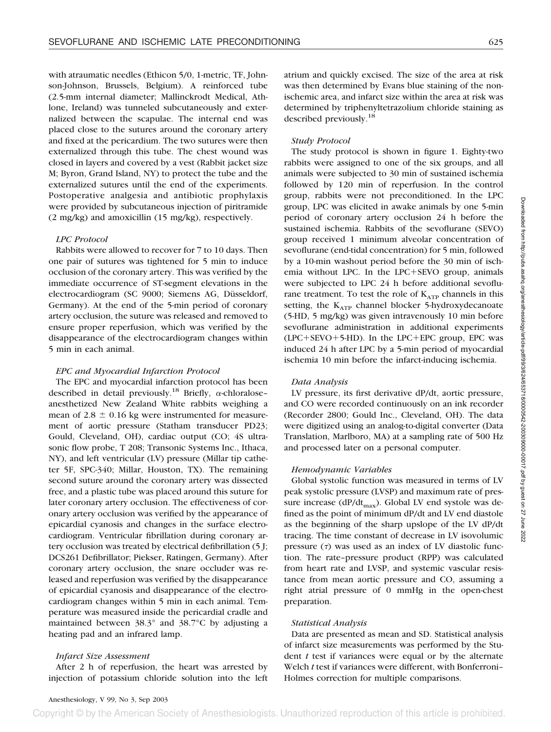with atraumatic needles (Ethicon 5/0, 1-metric, TF, Johnson-Johnson, Brussels, Belgium). A reinforced tube (2.5-mm internal diameter; Mallinckrodt Medical, Athlone, Ireland) was tunneled subcutaneously and externalized between the scapulae. The internal end was placed close to the sutures around the coronary artery and fixed at the pericardium. The two sutures were then externalized through this tube. The chest wound was closed in layers and covered by a vest (Rabbit jacket size M; Byron, Grand Island, NY) to protect the tube and the externalized sutures until the end of the experiments. Postoperative analgesia and antibiotic prophylaxis were provided by subcutaneous injection of piritramide (2 mg/kg) and amoxicillin (15 mg/kg), respectively.

### *LPC Protocol*

Rabbits were allowed to recover for 7 to 10 days. Then one pair of sutures was tightened for 5 min to induce occlusion of the coronary artery. This was verified by the immediate occurrence of ST-segment elevations in the electrocardiogram (SC 9000; Siemens AG, Düsseldorf, Germany). At the end of the 5-min period of coronary artery occlusion, the suture was released and removed to ensure proper reperfusion, which was verified by the disappearance of the electrocardiogram changes within 5 min in each animal.

### *EPC and Myocardial Infarction Protocol*

The EPC and myocardial infarction protocol has been described in detail previously.[18] Briefly, $\alpha$-chloralose–anesthetized New Zealand White rabbits weighing a mean of 2.8 ± 0.16 kg were instrumented for measurement of aortic pressure (Statham transducer PD23; Gould, Cleveland, OH), cardiac output (CO; 4S ultrasonic flow probe, T 208; Transonic Systems Inc., Ithaca, NY), and left ventricular (LV) pressure (Millar tip catheter 5F, SPC-340; Millar, Houston, TX). The remaining second suture around the coronary artery was dissected free, and a plastic tube was placed around this suture for later coronary artery occlusion. The effectiveness of coronary artery occlusion was verified by the appearance of epicardial cyanosis and changes in the surface electrocardiogram. Ventricular fibrillation during coronary artery occlusion was treated by electrical defibrillation (5 J; DCS261 Defibrillator; Piekser, Ratingen, Germany). After coronary artery occlusion, the snare occluder was released and reperfusion was verified by the disappearance of epicardial cyanosis and disappearance of the electrocardiogram changes within 5 min in each animal. Temperature was measured inside the pericardial cradle and maintained between 38.3° and 38.7°C by adjusting a heating pad and an infrared lamp.

### *Infarct Size Assessment*

After 2 h of reperfusion, the heart was arrested by injection of potassium chloride solution into the left atrium and quickly excised. The size of the area at risk was then determined by Evans blue staining of the nonischemic area, and infarct size within the area at risk was determined by triphenyltetrazolium chloride staining as described previously.[18]

### *Study Protocol*

The study protocol is shown in figure 1. Eighty-two rabbits were assigned to one of the six groups, and all animals were subjected to 30 min of sustained ischemia followed by 120 min of reperfusion. In the control group, rabbits were not preconditioned. In the LPC group, LPC was elicited in awake animals by one 5-min period of coronary artery occlusion 24 h before the sustained ischemia. Rabbits of the sevoflurane (SEVO) group received 1 minimum alveolar concentration of sevoflurane (end-tidal concentration) for 5 min, followed by a 10-min washout period before the 30 min of ischemia without LPC. In the LPC+SEVO group, animals were subjected to LPC 24 h before additional sevoflurane treatment. To test the role of $K_{ATP}$ channels in this setting, the $K_{ATP}$ channel blocker 5-hydroxydecanoate (5-HD, 5 mg/kg) was given intravenously 10 min before sevoflurane administration in additional experiments (LPC+SEVO+5-HD). In the LPC+EPC group, EPC was induced 24 h after LPC by a 5-min period of myocardial ischemia 10 min before the infarct-inducing ischemia.

### *Data Analysis*

LV pressure, its first derivative dP/dt, aortic pressure, and CO were recorded continuously on an ink recorder (Recorder 2800; Gould Inc., Cleveland, OH). The data were digitized using an analog-to-digital converter (Data Translation, Marlboro, MA) at a sampling rate of 500 Hz and processed later on a personal computer.

### *Hemodynamic Variables*

Global systolic function was measured in terms of LV peak systolic pressure (LVSP) and maximum rate of pressure increase ($dP/dt_{max}$). Global LV end systole was defined as the point of minimum dP/dt and LV end diastole as the beginning of the sharp upslope of the LV dP/dt tracing. The time constant of decrease in LV isovolumic pressure ($\tau$) was used as an index of LV diastolic function. The rate–pressure product (RPP) was calculated from heart rate and LVSP, and systemic vascular resistance from mean aortic pressure and CO, assuming a right atrial pressure of 0 mmHg in the open-chest preparation.

### *Statistical Analysis*

Data are presented as mean and SD. Statistical analysis of infarct size measurements was performed by the Student *t* test if variances were equal or by the alternate Welch *t* test if variances were different, with Bonferroni–Holmes correction for multiple comparisons.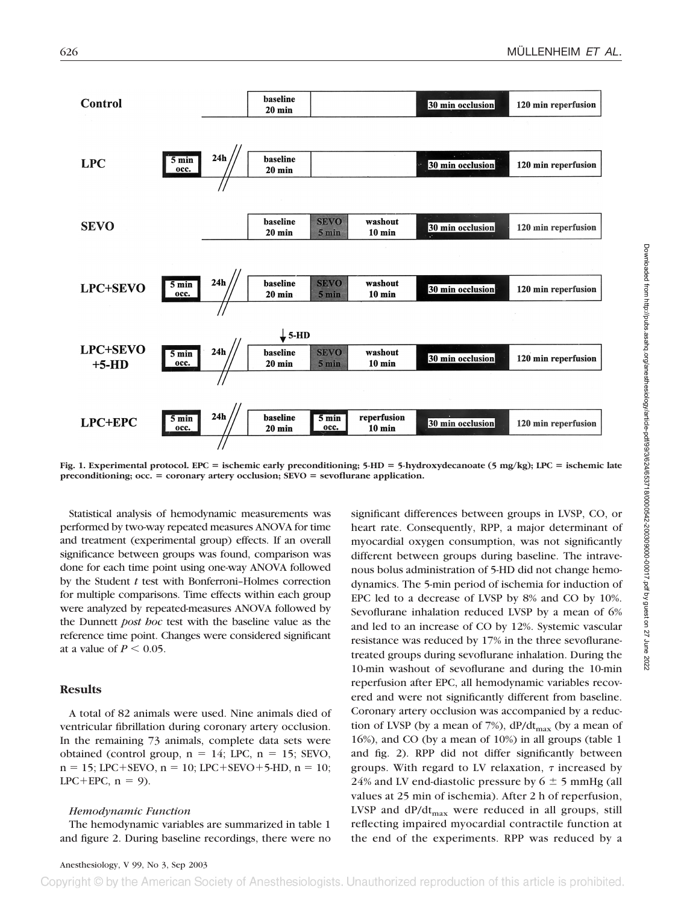| Group | | | | | | | |
|---|---|---|---|---|---|---|---|
| Control | | | baseline 20 min | | | 30 min occlusion | 120 min reperfusion |
| LPC | 5 min occ. | 24h | baseline 20 min | | | 30 min occlusion | 120 min reperfusion |
| SEVO | | | baseline 20 min | SEVO 5 min | washout 10 min | 30 min occlusion | 120 min reperfusion |
| LPC+SEVO | 5 min occ. | 24h | baseline 20 min | SEVO 5 min | washout 10 min | 30 min occlusion | 120 min reperfusion |
| LPC+SEVO +5-HD | 5 min occ. | 24h | baseline 20 min (↓ 5-HD) | SEVO 5 min | washout 10 min | 30 min occlusion | 120 min reperfusion |
| LPC+EPC | 5 min occ. | 24h | baseline 20 min | 5 min occ. | reperfusion 10 min | 30 min occlusion | 120 min reperfusion |

**Fig. 1. Experimental protocol. EPC = ischemic early preconditioning; 5-HD = 5-hydroxydecanoate (5 mg/kg); LPC = ischemic late preconditioning; occ. = coronary artery occlusion; SEVO = sevoflurane application.**

Statistical analysis of hemodynamic measurements was performed by two-way repeated measures ANOVA for time and treatment (experimental group) effects. If an overall significance between groups was found, comparison was done for each time point using one-way ANOVA followed by the Student *t* test with Bonferroni–Holmes correction for multiple comparisons. Time effects within each group were analyzed by repeated-measures ANOVA followed by the Dunnett *post hoc* test with the baseline value as the reference time point. Changes were considered significant at a value of $P < 0.05$.

## Results

A total of 82 animals were used. Nine animals died of ventricular fibrillation during coronary artery occlusion. In the remaining 73 animals, complete data sets were obtained (control group, n = 14; LPC, n = 15; SEVO, n = 15; LPC+SEVO, n = 10; LPC+SEVO+5-HD, n = 10; LPC+EPC, n = 9).

### *Hemodynamic Function*

The hemodynamic variables are summarized in table 1 and figure 2. During baseline recordings, there were no significant differences between groups in LVSP, CO, or heart rate. Consequently, RPP, a major determinant of myocardial oxygen consumption, was not significantly different between groups during baseline. The intravenous bolus administration of 5-HD did not change hemodynamics. The 5-min period of ischemia for induction of EPC led to a decrease of LVSP by 8% and CO by 10%. Sevoflurane inhalation reduced LVSP by a mean of 6% and led to an increase of CO by 12%. Systemic vascular resistance was reduced by 17% in the three sevoflurane-treated groups during sevoflurane inhalation. During the 10-min washout of sevoflurane and during the 10-min reperfusion after EPC, all hemodynamic variables recovered and were not significantly different from baseline. Coronary artery occlusion was accompanied by a reduction of LVSP (by a mean of 7%), $dP/dt_{max}$ (by a mean of 16%), and CO (by a mean of 10%) in all groups (table 1 and fig. 2). RPP did not differ significantly between groups. With regard to LV relaxation, $\tau$ increased by 24% and LV end-diastolic pressure by $6 \pm 5$ mmHg (all values at 25 min of ischemia). After 2 h of reperfusion, LVSP and $dP/dt_{max}$ were reduced in all groups, still reflecting impaired myocardial contractile function at the end of the experiments. RPP was reduced by a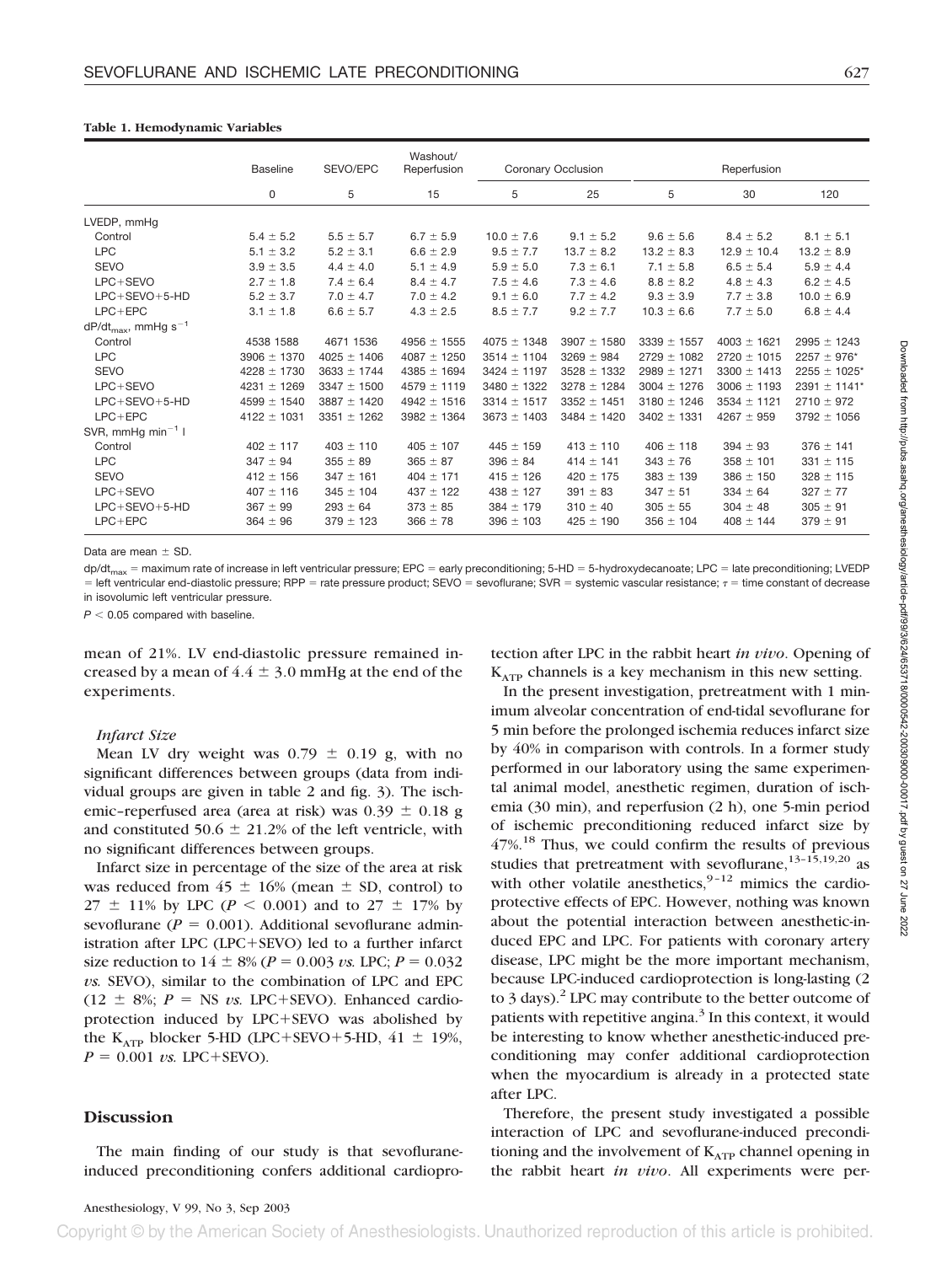**Table 1. Hemodynamic Variables**

| | Baseline | SEVO/EPC | Washout/ Reperfusion | Coronary Occlusion | | Reperfusion | | |
|---|---|---|---|---|---|---|---|---|
| | 0 | 5 | 15 | 5 | 25 | 5 | 30 | 120 |
| LVEDP, mmHg | | | | | | | | |
| Control | 5.4 ± 5.2 | 5.5 ± 5.7 | 6.7 ± 5.9 | 10.0 ± 7.6 | 9.1 ± 5.2 | 9.6 ± 5.6 | 8.4 ± 5.2 | 8.1 ± 5.1 |
| LPC | 5.1 ± 3.2 | 5.2 ± 3.1 | 6.6 ± 2.9 | 9.5 ± 7.7 | 13.7 ± 8.2 | 13.2 ± 8.3 | 12.9 ± 10.4 | 13.2 ± 8.9 |
| SEVO | 3.9 ± 3.5 | 4.4 ± 4.0 | 5.1 ± 4.9 | 5.9 ± 5.0 | 7.3 ± 6.1 | 7.1 ± 5.8 | 6.5 ± 5.4 | 5.9 ± 4.4 |
| LPC+SEVO | 2.7 ± 1.8 | 7.4 ± 6.4 | 8.4 ± 4.7 | 7.5 ± 4.6 | 7.3 ± 4.6 | 8.8 ± 8.2 | 4.8 ± 4.3 | 6.2 ± 4.5 |
| LPC+SEVO+5-HD | 5.2 ± 3.7 | 7.0 ± 4.7 | 7.0 ± 4.2 | 9.1 ± 6.0 | 7.7 ± 4.2 | 9.3 ± 3.9 | 7.7 ± 3.8 | 10.0 ± 6.9 |
| LPC+EPC | 3.1 ± 1.8 | 6.6 ± 5.7 | 4.3 ± 2.5 | 8.5 ± 7.7 | 9.2 ± 7.7 | 10.3 ± 6.6 | 7.7 ± 5.0 | 6.8 ± 4.4 |
| $dP/dt_{max}$, mmHg $s^{-1}$ | | | | | | | | |
| Control | 4538 1588 | 4671 1536 | 4956 ± 1555 | 4075 ± 1348 | 3907 ± 1580 | 3339 ± 1557 | 4003 ± 1621 | 2995 ± 1243 |
| LPC | 3906 ± 1370 | 4025 ± 1406 | 4087 ± 1250 | 3514 ± 1104 | 3269 ± 984 | 2729 ± 1082 | 2720 ± 1015 | 2257 ± 976* |
| SEVO | 4228 ± 1730 | 3633 ± 1744 | 4385 ± 1694 | 3424 ± 1197 | 3528 ± 1332 | 2989 ± 1271 | 3300 ± 1413 | 2255 ± 1025* |
| LPC+SEVO | 4231 ± 1269 | 3347 ± 1500 | 4579 ± 1119 | 3480 ± 1322 | 3278 ± 1284 | 3004 ± 1276 | 3006 ± 1193 | 2391 ± 1141* |
| LPC+SEVO+5-HD | 4599 ± 1540 | 3887 ± 1420 | 4942 ± 1516 | 3314 ± 1517 | 3352 ± 1451 | 3180 ± 1246 | 3534 ± 1121 | 2710 ± 972 |
| LPC+EPC | 4122 ± 1031 | 3351 ± 1262 | 3982 ± 1364 | 3673 ± 1403 | 3484 ± 1420 | 3402 ± 1331 | 4267 ± 959 | 3792 ± 1056 |
| SVR, mmHg $min^{-1}$ l | | | | | | | | |
| Control | 402 ± 117 | 403 ± 110 | 405 ± 107 | 445 ± 159 | 413 ± 110 | 406 ± 118 | 394 ± 93 | 376 ± 141 |
| LPC | 347 ± 94 | 355 ± 89 | 365 ± 87 | 396 ± 84 | 414 ± 141 | 343 ± 76 | 358 ± 101 | 331 ± 115 |
| SEVO | 412 ± 156 | 347 ± 161 | 404 ± 171 | 415 ± 126 | 420 ± 175 | 383 ± 139 | 386 ± 150 | 328 ± 115 |
| LPC+SEVO | 407 ± 116 | 345 ± 104 | 437 ± 122 | 438 ± 127 | 391 ± 83 | 347 ± 51 | 334 ± 64 | 327 ± 77 |
| LPC+SEVO+5-HD | 367 ± 99 | 293 ± 64 | 373 ± 85 | 384 ± 179 | 310 ± 40 | 305 ± 55 | 304 ± 48 | 305 ± 91 |
| LPC+EPC | 364 ± 96 | 379 ± 123 | 366 ± 78 | 396 ± 103 | 425 ± 190 | 356 ± 104 | 408 ± 144 | 379 ± 91 |

Data are mean ± SD.

$dp/dt_{max}$ = maximum rate of increase in left ventricular pressure; EPC = early preconditioning; 5-HD = 5-hydroxydecanoate; LPC = late preconditioning; LVEDP = left ventricular end-diastolic pressure; RPP = rate pressure product; SEVO = sevoflurane; SVR = systemic vascular resistance; $\tau$ = time constant of decrease in isovolumic left ventricular pressure.

$P < 0.05$ compared with baseline.

mean of 21%. LV end-diastolic pressure remained increased by a mean of 4.4 ± 3.0 mmHg at the end of the experiments.

*Infarct Size*

Mean LV dry weight was 0.79 ± 0.19 g, with no significant differences between groups (data from individual groups are given in table 2 and fig. 3). The ischemic–reperfused area (area at risk) was 0.39 ± 0.18 g and constituted 50.6 ± 21.2% of the left ventricle, with no significant differences between groups.

Infarct size in percentage of the size of the area at risk was reduced from 45 ± 16% (mean ± SD, control) to 27 ± 11% by LPC ($P < 0.001$) and to 27 ± 17% by sevoflurane ($P = 0.001$). Additional sevoflurane administration after LPC (LPC+SEVO) led to a further infarct size reduction to 14 ± 8% ($P = 0.003$ *vs.* LPC; $P = 0.032$ *vs.* SEVO), similar to the combination of LPC and EPC (12 ± 8%; $P$ = NS *vs.* LPC+SEVO). Enhanced cardioprotection induced by LPC+SEVO was abolished by the $K_{ATP}$ blocker 5-HD (LPC+SEVO+5-HD, 41 ± 19%, $P = 0.001$ *vs.* LPC+SEVO).

## Discussion

The main finding of our study is that sevoflurane-induced preconditioning confers additional cardioprotection after LPC in the rabbit heart *in vivo*. Opening of $K_{ATP}$ channels is a key mechanism in this new setting.

In the present investigation, pretreatment with 1 minimum alveolar concentration of end-tidal sevoflurane for 5 min before the prolonged ischemia reduces infarct size by 40% in comparison with controls. In a former study performed in our laboratory using the same experimental animal model, anesthetic regimen, duration of ischemia (30 min), and reperfusion (2 h), one 5-min period of ischemic preconditioning reduced infarct size by 47%.[18] Thus, we could confirm the results of previous studies that pretreatment with sevoflurane,[13–15,19,20] as with other volatile anesthetics,[9–12] mimics the cardioprotective effects of EPC. However, nothing was known about the potential interaction between anesthetic-induced EPC and LPC. For patients with coronary artery disease, LPC might be the more important mechanism, because LPC-induced cardioprotection is long-lasting (2 to 3 days).[2] LPC may contribute to the better outcome of patients with repetitive angina.[3] In this context, it would be interesting to know whether anesthetic-induced preconditioning may confer additional cardioprotection when the myocardium is already in a protected state after LPC.

Therefore, the present study investigated a possible interaction of LPC and sevoflurane-induced preconditioning and the involvement of $K_{ATP}$ channel opening in the rabbit heart *in vivo*. All experiments were per-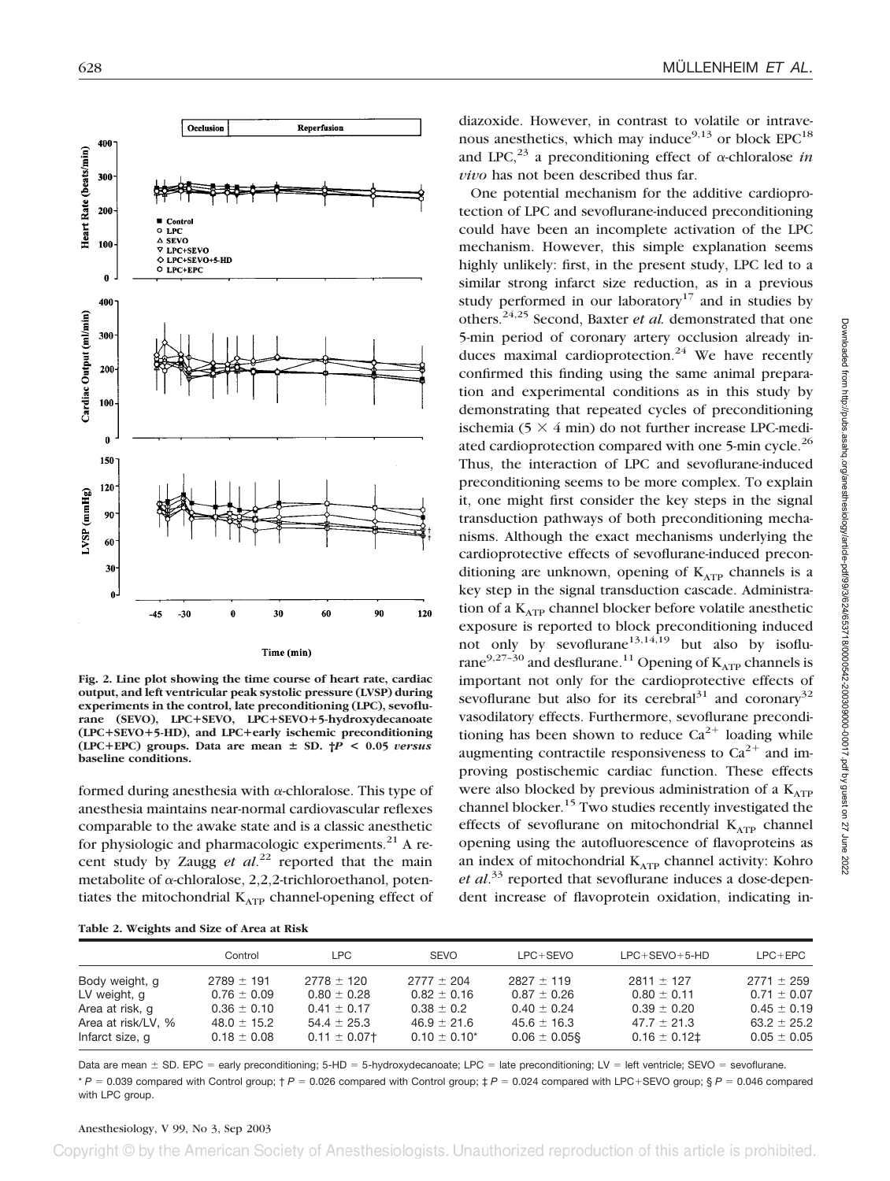Fig. 2. Line plot showing the time course of heart rate, cardiac output, and left ventricular peak systolic pressure (LVSP) during experiments in the control, late preconditioning (LPC), sevoflurane (SEVO), LPC+SEVO, LPC+SEVO+5-hydroxydecanoate (LPC+SEVO+5-HD), and LPC+early ischemic preconditioning (LPC+EPC) groups. Data are mean ± SD. †$P < 0.05$ *versus* baseline conditions.

formed during anesthesia with α-chloralose. This type of anesthesia maintains near-normal cardiovascular reflexes comparable to the awake state and is a classic anesthetic for physiologic and pharmacologic experiments.[21] A recent study by Zaugg *et al.*[22] reported that the main metabolite of α-chloralose, 2,2,2-trichloroethanol, potentiates the mitochondrial $K_{ATP}$ channel-opening effect of diazoxide. However, in contrast to volatile or intravenous anesthetics, which may induce[9,13] or block EPC[18] and LPC,[23] a preconditioning effect of α-chloralose *in vivo* has not been described thus far.

One potential mechanism for the additive cardioprotection of LPC and sevoflurane-induced preconditioning could have been an incomplete activation of the LPC mechanism. However, this simple explanation seems highly unlikely: first, in the present study, LPC led to a similar strong infarct size reduction, as in a previous study performed in our laboratory[17] and in studies by others.[24,25] Second, Baxter *et al.* demonstrated that one 5-min period of coronary artery occlusion already induces maximal cardioprotection.[24] We have recently confirmed this finding using the same animal preparation and experimental conditions as in this study by demonstrating that repeated cycles of preconditioning ischemia (5 × 4 min) do not further increase LPC-mediated cardioprotection compared with one 5-min cycle.[26] Thus, the interaction of LPC and sevoflurane-induced preconditioning seems to be more complex. To explain it, one might first consider the key steps in the signal transduction pathways of both preconditioning mechanisms. Although the exact mechanisms underlying the cardioprotective effects of sevoflurane-induced preconditioning are unknown, opening of $K_{ATP}$ channels is a key step in the signal transduction cascade. Administration of a $K_{ATP}$ channel blocker before volatile anesthetic exposure is reported to block preconditioning induced not only by sevoflurane[13,14,19] but also by isoflurane[9,27–30] and desflurane.[11] Opening of $K_{ATP}$ channels is important not only for the cardioprotective effects of sevoflurane but also for its cerebral[31] and coronary[32] vasodilatory effects. Furthermore, sevoflurane preconditioning has been shown to reduce $Ca^{2+}$ loading while augmenting contractile responsiveness to $Ca^{2+}$ and improving postischemic cardiac function. These effects were also blocked by previous administration of a $K_{ATP}$ channel blocker.[15] Two studies recently investigated the effects of sevoflurane on mitochondrial $K_{ATP}$ channel opening using the autofluorescence of flavoproteins as an index of mitochondrial $K_{ATP}$ channel activity: Kohro *et al.*[33] reported that sevoflurane induces a dose-dependent increase of flavoprotein oxidation, indicating in-

**Table 2. Weights and Size of Area at Risk**

| | Control | LPC | SEVO | LPC+SEVO | LPC+SEVO+5-HD | LPC+EPC |
|---|---|---|---|---|---|---|
| Body weight, g | 2789 ± 191 | 2778 ± 120 | 2777 ± 204 | 2827 ± 119 | 2811 ± 127 | 2771 ± 259 |
| LV weight, g | 0.76 ± 0.09 | 0.80 ± 0.28 | 0.82 ± 0.16 | 0.87 ± 0.26 | 0.80 ± 0.11 | 0.71 ± 0.07 |
| Area at risk, g | 0.36 ± 0.10 | 0.41 ± 0.17 | 0.38 ± 0.2 | 0.40 ± 0.24 | 0.39 ± 0.20 | 0.45 ± 0.19 |
| Area at risk/LV, % | 48.0 ± 15.2 | 54.4 ± 25.3 | 46.9 ± 21.6 | 45.6 ± 16.3 | 47.7 ± 21.3 | 63.2 ± 25.2 |
| Infarct size, g | 0.18 ± 0.08 | 0.11 ± 0.07† | 0.10 ± 0.10* | 0.06 ± 0.05§ | 0.16 ± 0.12‡ | 0.05 ± 0.05 |

Data are mean ± SD. EPC = early preconditioning; 5-HD = 5-hydroxydecanoate; LPC = late preconditioning; LV = left ventricle; SEVO = sevoflurane.
* $P = 0.039$ compared with Control group; † $P = 0.026$ compared with Control group; ‡ $P = 0.024$ compared with LPC+SEVO group; § $P = 0.046$ compared with LPC group.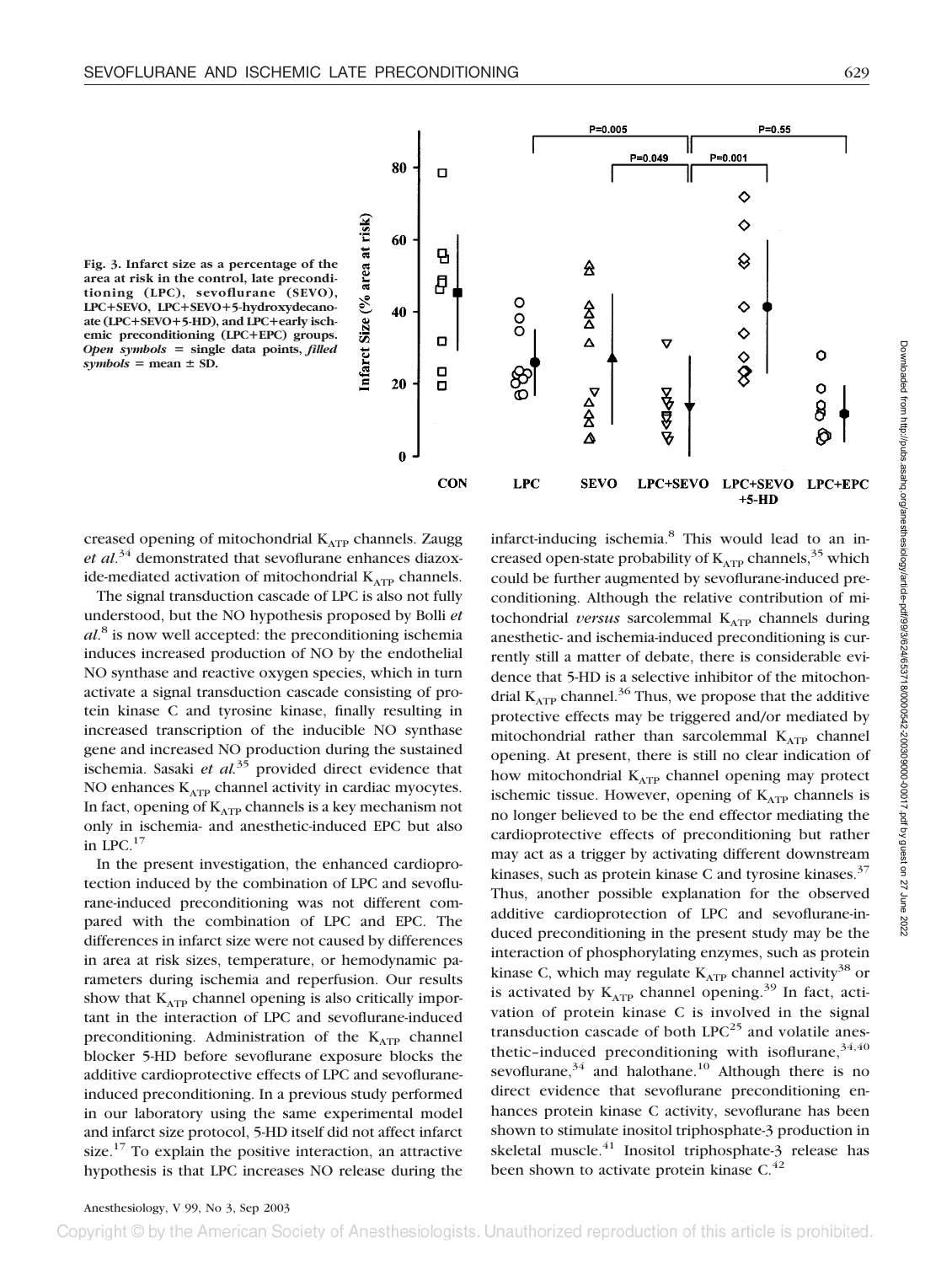Fig. 3. Infarct size as a percentage of the area at risk in the control, late preconditioning (LPC), sevoflurane (SEVO), LPC+SEVO, LPC+SEVO+5-hydroxydecanoate (LPC+SEVO+5-HD), and LPC+early ischemic preconditioning (LPC+EPC) groups. *Open symbols* = single data points, *filled symbols* = mean ± SD.

creased opening of mitochondrial $K_{ATP}$ channels. Zaugg *et al.*[34] demonstrated that sevoflurane enhances diazoxide-mediated activation of mitochondrial $K_{ATP}$ channels.

The signal transduction cascade of LPC is also not fully understood, but the NO hypothesis proposed by Bolli *et al.*[8] is now well accepted: the preconditioning ischemia induces increased production of NO by the endothelial NO synthase and reactive oxygen species, which in turn activate a signal transduction cascade consisting of protein kinase C and tyrosine kinase, finally resulting in increased transcription of the inducible NO synthase gene and increased NO production during the sustained ischemia. Sasaki *et al.*[35] provided direct evidence that NO enhances $K_{ATP}$ channel activity in cardiac myocytes. In fact, opening of $K_{ATP}$ channels is a key mechanism not only in ischemia- and anesthetic-induced EPC but also in LPC.[17]

In the present investigation, the enhanced cardioprotection induced by the combination of LPC and sevoflurane-induced preconditioning was not different compared with the combination of LPC and EPC. The differences in infarct size were not caused by differences in area at risk sizes, temperature, or hemodynamic parameters during ischemia and reperfusion. Our results show that $K_{ATP}$ channel opening is also critically important in the interaction of LPC and sevoflurane-induced preconditioning. Administration of the $K_{ATP}$ channel blocker 5-HD before sevoflurane exposure blocks the additive cardioprotective effects of LPC and sevoflurane-induced preconditioning. In a previous study performed in our laboratory using the same experimental model and infarct size protocol, 5-HD itself did not affect infarct size.[17] To explain the positive interaction, an attractive hypothesis is that LPC increases NO release during the infarct-inducing ischemia.[8] This would lead to an increased open-state probability of $K_{ATP}$ channels,[35] which could be further augmented by sevoflurane-induced preconditioning. Although the relative contribution of mitochondrial *versus* sarcolemmal $K_{ATP}$ channels during anesthetic- and ischemia-induced preconditioning is currently still a matter of debate, there is considerable evidence that 5-HD is a selective inhibitor of the mitochondrial $K_{ATP}$ channel.[36] Thus, we propose that the additive protective effects may be triggered and/or mediated by mitochondrial rather than sarcolemmal $K_{ATP}$ channel opening. At present, there is still no clear indication of how mitochondrial $K_{ATP}$ channel opening may protect ischemic tissue. However, opening of $K_{ATP}$ channels is no longer believed to be the end effector mediating the cardioprotective effects of preconditioning but rather may act as a trigger by activating different downstream kinases, such as protein kinase C and tyrosine kinases.[37] Thus, another possible explanation for the observed additive cardioprotection of LPC and sevoflurane-induced preconditioning in the present study may be the interaction of phosphorylating enzymes, such as protein kinase C, which may regulate $K_{ATP}$ channel activity[38] or is activated by $K_{ATP}$ channel opening.[39] In fact, activation of protein kinase C is involved in the signal transduction cascade of both LPC[25] and volatile anesthetic–induced preconditioning with isoflurane,[34,40] sevoflurane,[34] and halothane.[10] Although there is no direct evidence that sevoflurane preconditioning enhances protein kinase C activity, sevoflurane has been shown to stimulate inositol triphosphate-3 production in skeletal muscle.[41] Inositol triphosphate-3 release has been shown to activate protein kinase C.[42]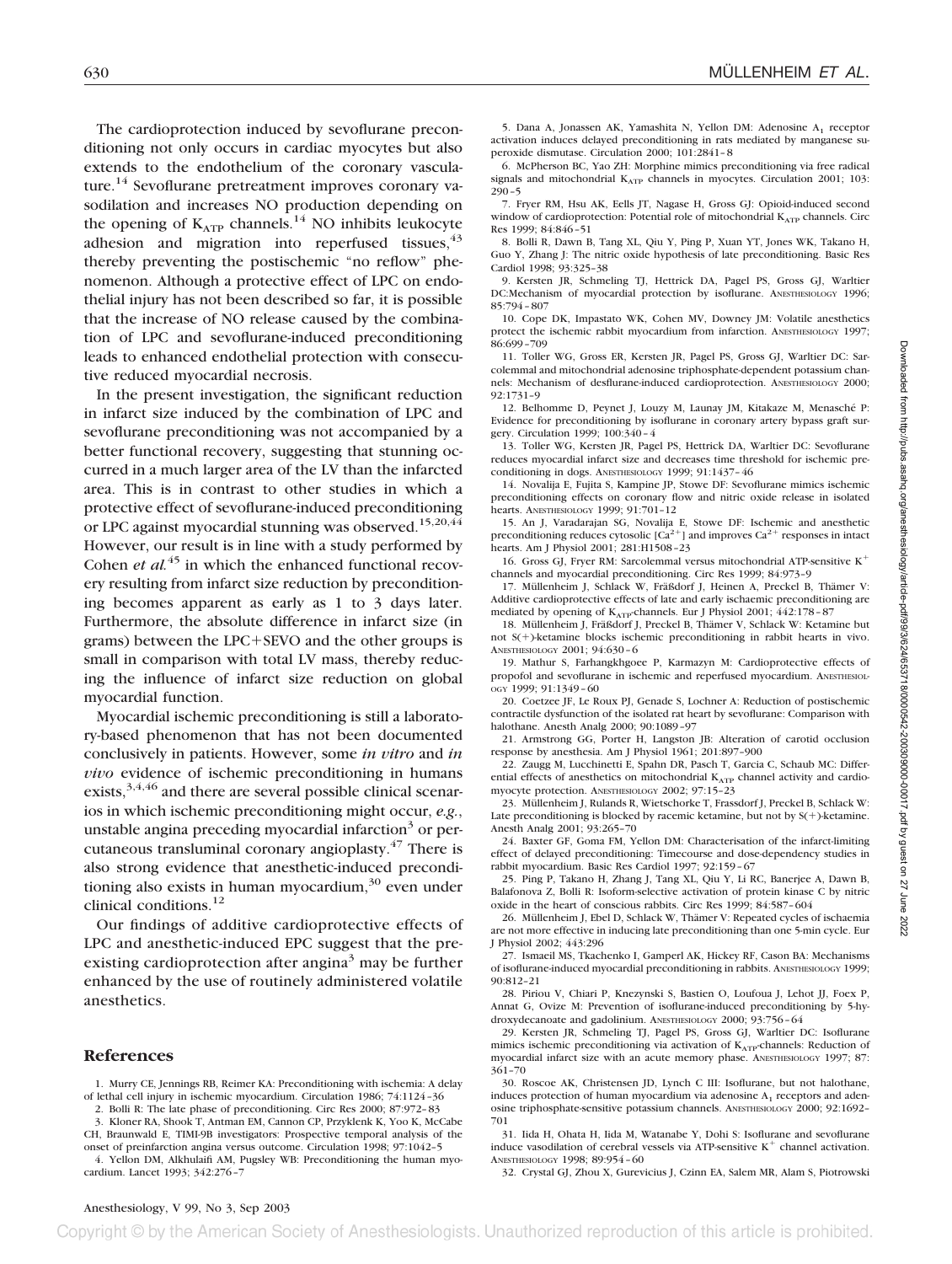The cardioprotection induced by sevoflurane preconditioning not only occurs in cardiac myocytes but also extends to the endothelium of the coronary vasculature.[14] Sevoflurane pretreatment improves coronary vasodilation and increases NO production depending on the opening of $K_{ATP}$ channels.[14] NO inhibits leukocyte adhesion and migration into reperfused tissues,[43] thereby preventing the postischemic "no reflow" phenomenon. Although a protective effect of LPC on endothelial injury has not been described so far, it is possible that the increase of NO release caused by the combination of LPC and sevoflurane-induced preconditioning leads to enhanced endothelial protection with consecutive reduced myocardial necrosis.

In the present investigation, the significant reduction in infarct size induced by the combination of LPC and sevoflurane preconditioning was not accompanied by a better functional recovery, suggesting that stunning occurred in a much larger area of the LV than the infarcted area. This is in contrast to other studies in which a protective effect of sevoflurane-induced preconditioning or LPC against myocardial stunning was observed.[15,20,44] However, our result is in line with a study performed by Cohen *et al.*[45] in which the enhanced functional recovery resulting from infarct size reduction by preconditioning becomes apparent as early as 1 to 3 days later. Furthermore, the absolute difference in infarct size (in grams) between the LPC+SEVO and the other groups is small in comparison with total LV mass, thereby reducing the influence of infarct size reduction on global myocardial function.

Myocardial ischemic preconditioning is still a laboratory-based phenomenon that has not been documented conclusively in patients. However, some *in vitro* and *in vivo* evidence of ischemic preconditioning in humans exists,[3,4,46] and there are several possible clinical scenarios in which ischemic preconditioning might occur, *e.g.*, unstable angina preceding myocardial infarction[3] or percutaneous transluminal coronary angioplasty.[47] There is also strong evidence that anesthetic-induced preconditioning also exists in human myocardium,[30] even under clinical conditions.[12]

Our findings of additive cardioprotective effects of LPC and anesthetic-induced EPC suggest that the preexisting cardioprotection after angina[3] may be further enhanced by the use of routinely administered volatile anesthetics.

## References

1. Murry CE, Jennings RB, Reimer KA: Preconditioning with ischemia: A delay of lethal cell injury in ischemic myocardium. Circulation 1986; 74:1124–36
2. Bolli R: The late phase of preconditioning. Circ Res 2000; 87:972–83
3. Kloner RA, Shook T, Antman EM, Cannon CP, Przyklenk K, Yoo K, McCabe CH, Braunwald E, TIMI-9B investigators: Prospective temporal analysis of the onset of preinfarction angina versus outcome. Circulation 1998; 97:1042–5
4. Yellon DM, Alkhulaifi AM, Pugsley WB: Preconditioning the human myocardium. Lancet 1993; 342:276–7
5. Dana A, Jonassen AK, Yamashita N, Yellon DM: Adenosine $A_1$ receptor activation induces delayed preconditioning in rats mediated by manganese superoxide dismutase. Circulation 2000; 101:2841–8
6. McPherson BC, Yao ZH: Morphine mimics preconditioning via free radical signals and mitochondrial $K_{ATP}$ channels in myocytes. Circulation 2001; 103:290–5
7. Fryer RM, Hsu AK, Eells JT, Nagase H, Gross GJ: Opioid-induced second window of cardioprotection: Potential role of mitochondrial $K_{ATP}$ channels. Circ Res 1999; 84:846–51
8. Bolli R, Dawn B, Tang XL, Qiu Y, Ping P, Xuan YT, Jones WK, Takano H, Guo Y, Zhang J: The nitric oxide hypothesis of late preconditioning. Basic Res Cardiol 1998; 93:325–38
9. Kersten JR, Schmeling TJ, Hettrick DA, Pagel PS, Gross GJ, Warltier DC: Mechanism of myocardial protection by isoflurane. Anesthesiology 1996; 85:794–807
10. Cope DK, Impastato WK, Cohen MV, Downey JM: Volatile anesthetics protect the ischemic rabbit myocardium from infarction. Anesthesiology 1997; 86:699–709
11. Toller WG, Gross ER, Kersten JR, Pagel PS, Gross GJ, Warltier DC: Sarcolemmal and mitochondrial adenosine triphosphate-dependent potassium channels: Mechanism of desflurane-induced cardioprotection. Anesthesiology 2000; 92:1731–9
12. Belhomme D, Peynet J, Louzy M, Launay JM, Kitakaze M, Menasché P: Evidence for preconditioning by isoflurane in coronary artery bypass graft surgery. Circulation 1999; 100:340–4
13. Toller WG, Kersten JR, Pagel PS, Hettrick DA, Warltier DC: Sevoflurane reduces myocardial infarct size and decreases time threshold for ischemic preconditioning in dogs. Anesthesiology 1999; 91:1437–46
14. Novalija E, Fujita S, Kampine JP, Stowe DF: Sevoflurane mimics ischemic preconditioning effects on coronary flow and nitric oxide release in isolated hearts. Anesthesiology 1999; 91:701–12
15. An J, Varadarajan SG, Novalija E, Stowe DF: Ischemic and anesthetic preconditioning reduces cytosolic $[Ca^{2+}]$ and improves $Ca^{2+}$ responses in intact hearts. Am J Physiol 2001; 281:H1508–23
16. Gross GJ, Fryer RM: Sarcolemmal versus mitochondrial ATP-sensitive $K^+$ channels and myocardial preconditioning. Circ Res 1999; 84:973–9
17. Müllenheim J, Schlack W, Fräßdorf J, Heinen A, Preckel B, Thämer V: Additive cardioprotective effects of late and early ischaemic preconditioning are mediated by opening of $K_{ATP}$-channels. Eur J Physiol 2001; 442:178–87
18. Müllenheim J, Fräßdorf J, Preckel B, Thämer V, Schlack W: Ketamine but not S(+)-ketamine blocks ischemic preconditioning in rabbit hearts in vivo. Anesthesiology 2001; 94:630–6
19. Mathur S, Farhangkhgoee P, Karmazyn M: Cardioprotective effects of propofol and sevoflurane in ischemic and reperfused myocardium. Anesthesiology 1999; 91:1349–60
20. Coetzee JF, Le Roux PJ, Genade S, Lochner A: Reduction of postischemic contractile dysfunction of the isolated rat heart by sevoflurane: Comparison with halothane. Anesth Analg 2000; 90:1089–97
21. Armstrong GG, Porter H, Langston JB: Alteration of carotid occlusion response by anesthesia. Am J Physiol 1961; 201:897–900
22. Zaugg M, Lucchinetti E, Spahn DR, Pasch T, Garcia C, Schaub MC: Differential effects of anesthetics on mitochondrial $K_{ATP}$ channel activity and cardiomyocyte protection. Anesthesiology 2002; 97:15–23
23. Müllenheim J, Rulands R, Wietschorke T, Frassdorf J, Preckel B, Schlack W: Late preconditioning is blocked by racemic ketamine, but not by S(+)-ketamine. Anesth Analg 2001; 93:265–70
24. Baxter GF, Goma FM, Yellon DM: Characterisation of the infarct-limiting effect of delayed preconditioning: Timecourse and dose-dependency studies in rabbit myocardium. Basic Res Cardiol 1997; 92:159–67
25. Ping P, Takano H, Zhang J, Tang XL, Qiu Y, Li RC, Banerjee A, Dawn B, Balafonova Z, Bolli R: Isoform-selective activation of protein kinase C by nitric oxide in the heart of conscious rabbits. Circ Res 1999; 84:587–604
26. Müllenheim J, Ebel D, Schlack W, Thämer V: Repeated cycles of ischaemia are not more effective in inducing late preconditioning than one 5-min cycle. Eur J Physiol 2002; 443:296
27. Ismaeil MS, Tkachenko I, Gamperl AK, Hickey RF, Cason BA: Mechanisms of isoflurane-induced myocardial preconditioning in rabbits. Anesthesiology 1999; 90:812–21
28. Piriou V, Chiari P, Knezynski S, Bastien O, Loufoua J, Lehot JJ, Foex P, Annat G, Ovize M: Prevention of isoflurane-induced preconditioning by 5-hydroxydecanoate and gadolinium. Anesthesiology 2000; 93:756–64
29. Kersten JR, Schmeling TJ, Pagel PS, Gross GJ, Warltier DC: Isoflurane mimics ischemic preconditioning via activation of $K_{ATP}$-channels: Reduction of myocardial infarct size with an acute memory phase. Anesthesiology 1997; 87:361–70
30. Roscoe AK, Christensen JD, Lynch C III: Isoflurane, but not halothane, induces protection of human myocardium via adenosine $A_1$ receptors and adenosine triphosphate-sensitive potassium channels. Anesthesiology 2000; 92:1692–701
31. Iida H, Ohata H, Iida M, Watanabe Y, Dohi S: Isoflurane and sevoflurane induce vasodilation of cerebral vessels via ATP-sensitive $K^+$ channel activation. Anesthesiology 1998; 89:954–60
32. Crystal GJ, Zhou X, Gurevicius J, Czinn EA, Salem MR, Alam S, Piotrowski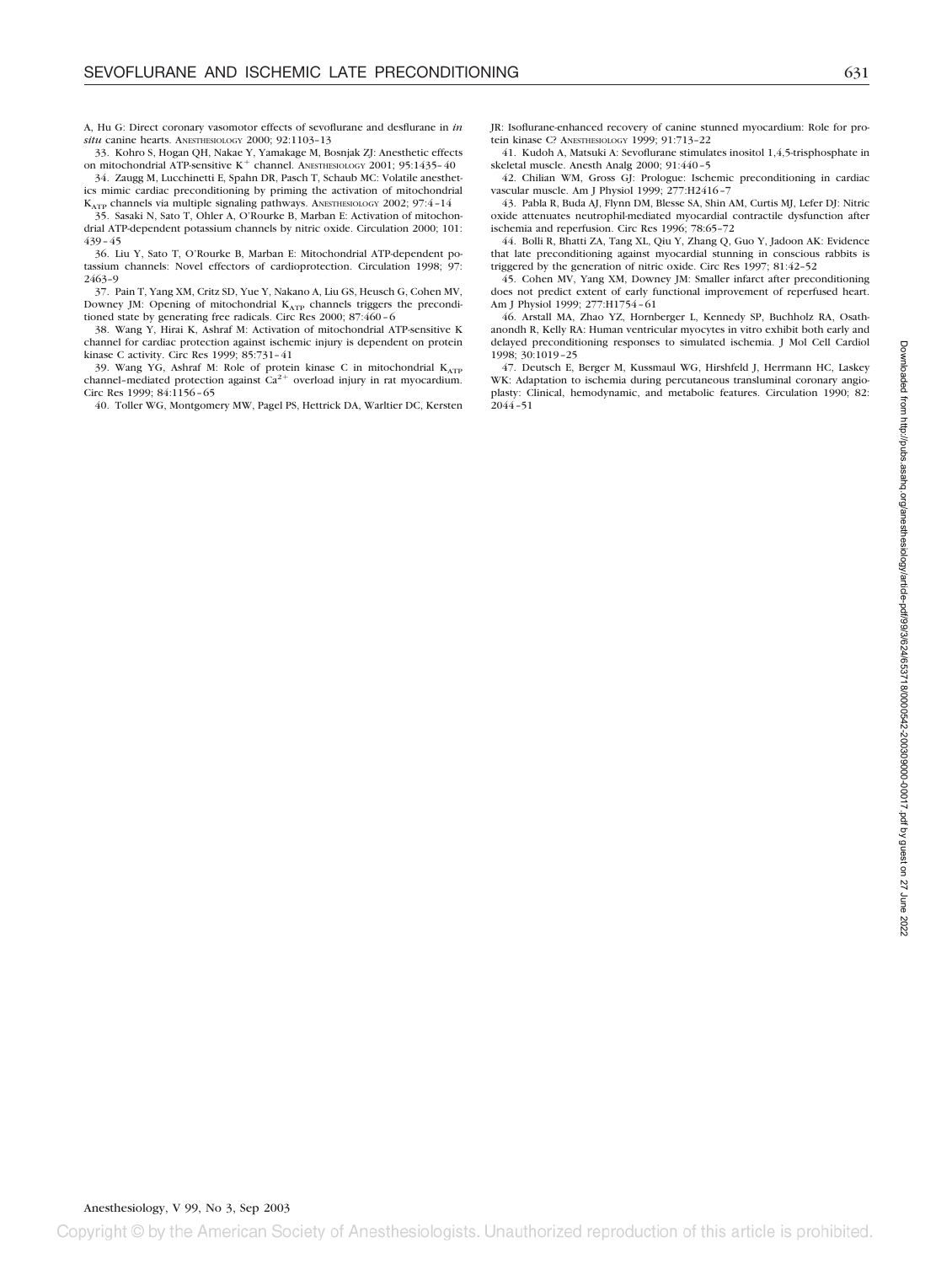A, Hu G: Direct coronary vasomotor effects of sevoflurane and desflurane in *in situ* canine hearts. ANESTHESIOLOGY 2000; 92:1103–13

33. Kohro S, Hogan QH, Nakae Y, Yamakage M, Bosnjak ZJ: Anesthetic effects on mitochondrial ATP-sensitive $K^+$ channel. ANESTHESIOLOGY 2001; 95:1435–40

34. Zaugg M, Lucchinetti E, Spahn DR, Pasch T, Schaub MC: Volatile anesthetics mimic cardiac preconditioning by priming the activation of mitochondrial $K_{ATP}$ channels via multiple signaling pathways. ANESTHESIOLOGY 2002; 97:4–14

35. Sasaki N, Sato T, Ohler A, O'Rourke B, Marban E: Activation of mitochondrial ATP-dependent potassium channels by nitric oxide. Circulation 2000; 101:439–45

36. Liu Y, Sato T, O'Rourke B, Marban E: Mitochondrial ATP-dependent potassium channels: Novel effectors of cardioprotection. Circulation 1998; 97:2463–9

37. Pain T, Yang XM, Critz SD, Yue Y, Nakano A, Liu GS, Heusch G, Cohen MV, Downey JM: Opening of mitochondrial $K_{ATP}$ channels triggers the preconditioned state by generating free radicals. Circ Res 2000; 87:460–6

38. Wang Y, Hirai K, Ashraf M: Activation of mitochondrial ATP-sensitive K channel for cardiac protection against ischemic injury is dependent on protein kinase C activity. Circ Res 1999; 85:731–41

39. Wang YG, Ashraf M: Role of protein kinase C in mitochondrial $K_{ATP}$ channel–mediated protection against $Ca^{2+}$ overload injury in rat myocardium. Circ Res 1999; 84:1156–65

40. Toller WG, Montgomery MW, Pagel PS, Hettrick DA, Warltier DC, Kersten JR: Isoflurane-enhanced recovery of canine stunned myocardium: Role for protein kinase C? ANESTHESIOLOGY 1999; 91:713–22

41. Kudoh A, Matsuki A: Sevoflurane stimulates inositol 1,4,5-trisphosphate in skeletal muscle. Anesth Analg 2000; 91:440–5

42. Chilian WM, Gross GJ: Prologue: Ischemic preconditioning in cardiac vascular muscle. Am J Physiol 1999; 277:H2416–7

43. Pabla R, Buda AJ, Flynn DM, Blesse SA, Shin AM, Curtis MJ, Lefer DJ: Nitric oxide attenuates neutrophil-mediated myocardial contractile dysfunction after ischemia and reperfusion. Circ Res 1996; 78:65–72

44. Bolli R, Bhatti ZA, Tang XL, Qiu Y, Zhang Q, Guo Y, Jadoon AK: Evidence that late preconditioning against myocardial stunning in conscious rabbits is triggered by the generation of nitric oxide. Circ Res 1997; 81:42–52

45. Cohen MV, Yang XM, Downey JM: Smaller infarct after preconditioning does not predict extent of early functional improvement of reperfused heart. Am J Physiol 1999; 277:H1754–61

46. Arstall MA, Zhao YZ, Hornberger L, Kennedy SP, Buchholz RA, Osathanondh R, Kelly RA: Human ventricular myocytes in vitro exhibit both early and delayed preconditioning responses to simulated ischemia. J Mol Cell Cardiol 1998; 30:1019–25

47. Deutsch E, Berger M, Kussmaul WG, Hirshfeld J, Herrmann HC, Laskey WK: Adaptation to ischemia during percutaneous transluminal coronary angioplasty: Clinical, hemodynamic, and metabolic features. Circulation 1990; 82:2044–51